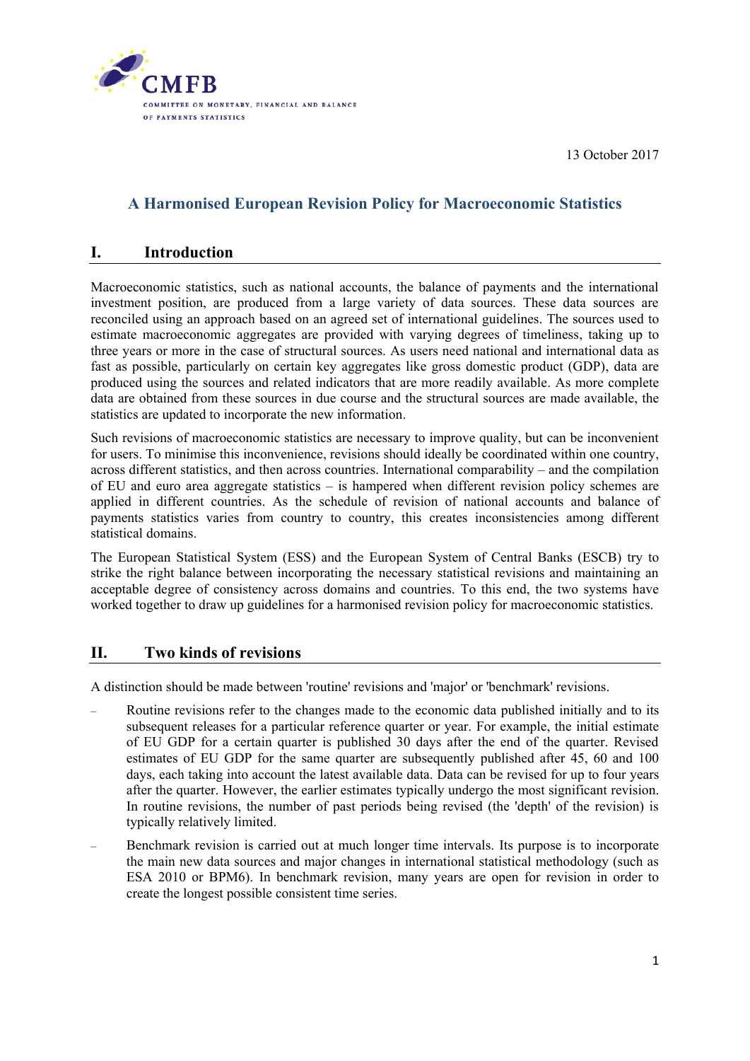CMFB

COMMITTEE ON MONETARY, FINANCIAL AND BALANCE OF PAYMENTS STATISTICS

13 October 2017

# A Harmonised European Revision Policy for Macroeconomic Statistics

## I. Introduction

Macroeconomic statistics, such as national accounts, the balance of payments and the international investment position, are produced from a large variety of data sources. These data sources are reconciled using an approach based on an agreed set of international guidelines. The sources used to estimate macroeconomic aggregates are provided with varying degrees of timeliness, taking up to three years or more in the case of structural sources. As users need national and international data as fast as possible, particularly on certain key aggregates like gross domestic product (GDP), data are produced using the sources and related indicators that are more readily available. As more complete data are obtained from these sources in due course and the structural sources are made available, the statistics are updated to incorporate the new information.

Such revisions of macroeconomic statistics are necessary to improve quality, but can be inconvenient for users. To minimise this inconvenience, revisions should ideally be coordinated within one country, across different statistics, and then across countries. International comparability – and the compilation of EU and euro area aggregate statistics – is hampered when different revision policy schemes are applied in different countries. As the schedule of revision of national accounts and balance of payments statistics varies from country to country, this creates inconsistencies among different statistical domains.

The European Statistical System (ESS) and the European System of Central Banks (ESCB) try to strike the right balance between incorporating the necessary statistical revisions and maintaining an acceptable degree of consistency across domains and countries. To this end, the two systems have worked together to draw up guidelines for a harmonised revision policy for macroeconomic statistics.

## II. Two kinds of revisions

A distinction should be made between 'routine' revisions and 'major' or 'benchmark' revisions.

- Routine revisions refer to the changes made to the economic data published initially and to its subsequent releases for a particular reference quarter or year. For example, the initial estimate of EU GDP for a certain quarter is published 30 days after the end of the quarter. Revised estimates of EU GDP for the same quarter are subsequently published after 45, 60 and 100 days, each taking into account the latest available data. Data can be revised for up to four years after the quarter. However, the earlier estimates typically undergo the most significant revision. In routine revisions, the number of past periods being revised (the 'depth' of the revision) is typically relatively limited.
- Benchmark revision is carried out at much longer time intervals. Its purpose is to incorporate the main new data sources and major changes in international statistical methodology (such as ESA 2010 or BPM6). In benchmark revision, many years are open for revision in order to create the longest possible consistent time series.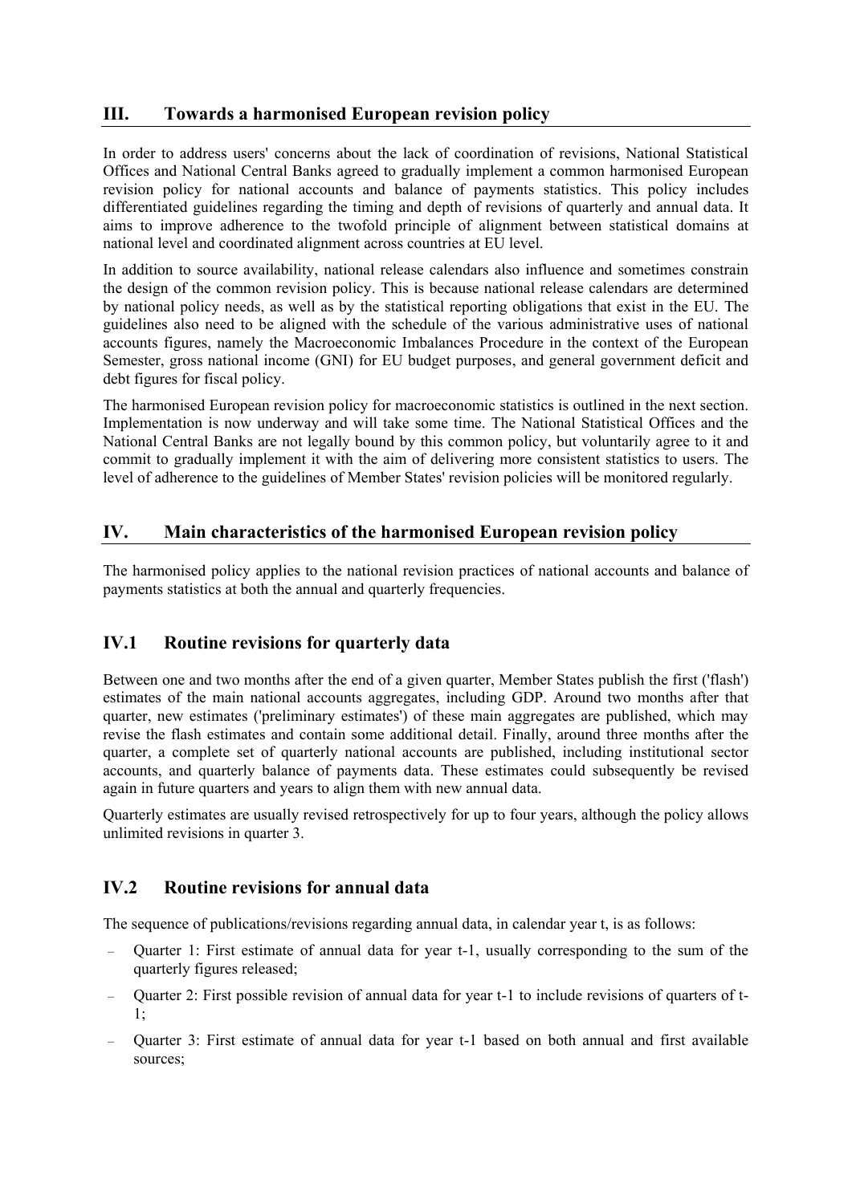## III. Towards a harmonised European revision policy

In order to address users' concerns about the lack of coordination of revisions, National Statistical Offices and National Central Banks agreed to gradually implement a common harmonised European revision policy for national accounts and balance of payments statistics. This policy includes differentiated guidelines regarding the timing and depth of revisions of quarterly and annual data. It aims to improve adherence to the twofold principle of alignment between statistical domains at national level and coordinated alignment across countries at EU level.

In addition to source availability, national release calendars also influence and sometimes constrain the design of the common revision policy. This is because national release calendars are determined by national policy needs, as well as by the statistical reporting obligations that exist in the EU. The guidelines also need to be aligned with the schedule of the various administrative uses of national accounts figures, namely the Macroeconomic Imbalances Procedure in the context of the European Semester, gross national income (GNI) for EU budget purposes, and general government deficit and debt figures for fiscal policy.

The harmonised European revision policy for macroeconomic statistics is outlined in the next section. Implementation is now underway and will take some time. The National Statistical Offices and the National Central Banks are not legally bound by this common policy, but voluntarily agree to it and commit to gradually implement it with the aim of delivering more consistent statistics to users. The level of adherence to the guidelines of Member States' revision policies will be monitored regularly.

## IV. Main characteristics of the harmonised European revision policy

The harmonised policy applies to the national revision practices of national accounts and balance of payments statistics at both the annual and quarterly frequencies.

### IV.1 Routine revisions for quarterly data

Between one and two months after the end of a given quarter, Member States publish the first ('flash') estimates of the main national accounts aggregates, including GDP. Around two months after that quarter, new estimates ('preliminary estimates') of these main aggregates are published, which may revise the flash estimates and contain some additional detail. Finally, around three months after the quarter, a complete set of quarterly national accounts are published, including institutional sector accounts, and quarterly balance of payments data. These estimates could subsequently be revised again in future quarters and years to align them with new annual data.

Quarterly estimates are usually revised retrospectively for up to four years, although the policy allows unlimited revisions in quarter 3.

### IV.2 Routine revisions for annual data

The sequence of publications/revisions regarding annual data, in calendar year t, is as follows:

- Quarter 1: First estimate of annual data for year t-1, usually corresponding to the sum of the quarterly figures released;
- Quarter 2: First possible revision of annual data for year t-1 to include revisions of quarters of t-1;
- Quarter 3: First estimate of annual data for year t-1 based on both annual and first available sources;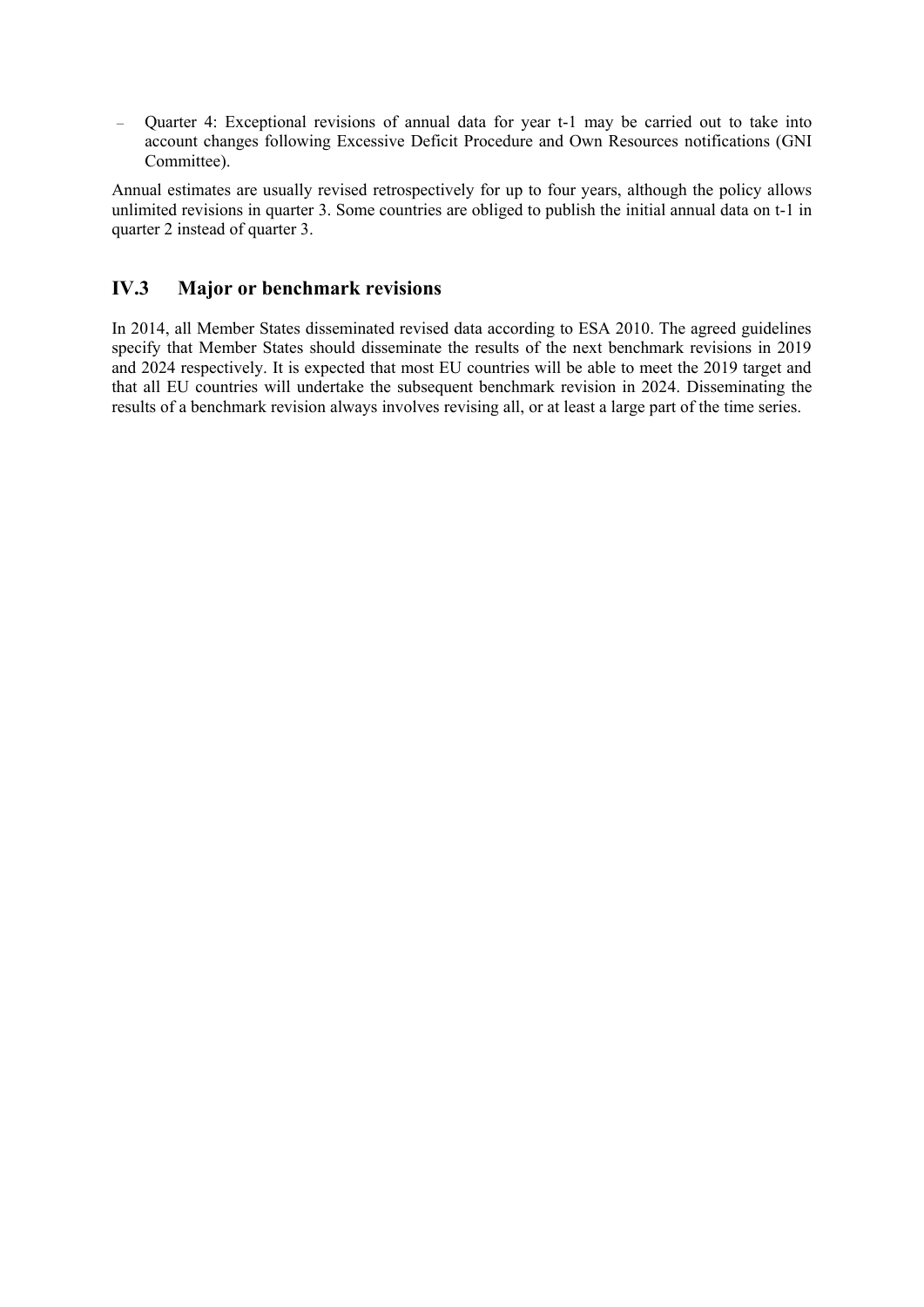- Quarter 4: Exceptional revisions of annual data for year t-1 may be carried out to take into account changes following Excessive Deficit Procedure and Own Resources notifications (GNI Committee).

Annual estimates are usually revised retrospectively for up to four years, although the policy allows unlimited revisions in quarter 3. Some countries are obliged to publish the initial annual data on t-1 in quarter 2 instead of quarter 3.

## IV.3 Major or benchmark revisions

In 2014, all Member States disseminated revised data according to ESA 2010. The agreed guidelines specify that Member States should disseminate the results of the next benchmark revisions in 2019 and 2024 respectively. It is expected that most EU countries will be able to meet the 2019 target and that all EU countries will undertake the subsequent benchmark revision in 2024. Disseminating the results of a benchmark revision always involves revising all, or at least a large part of the time series.